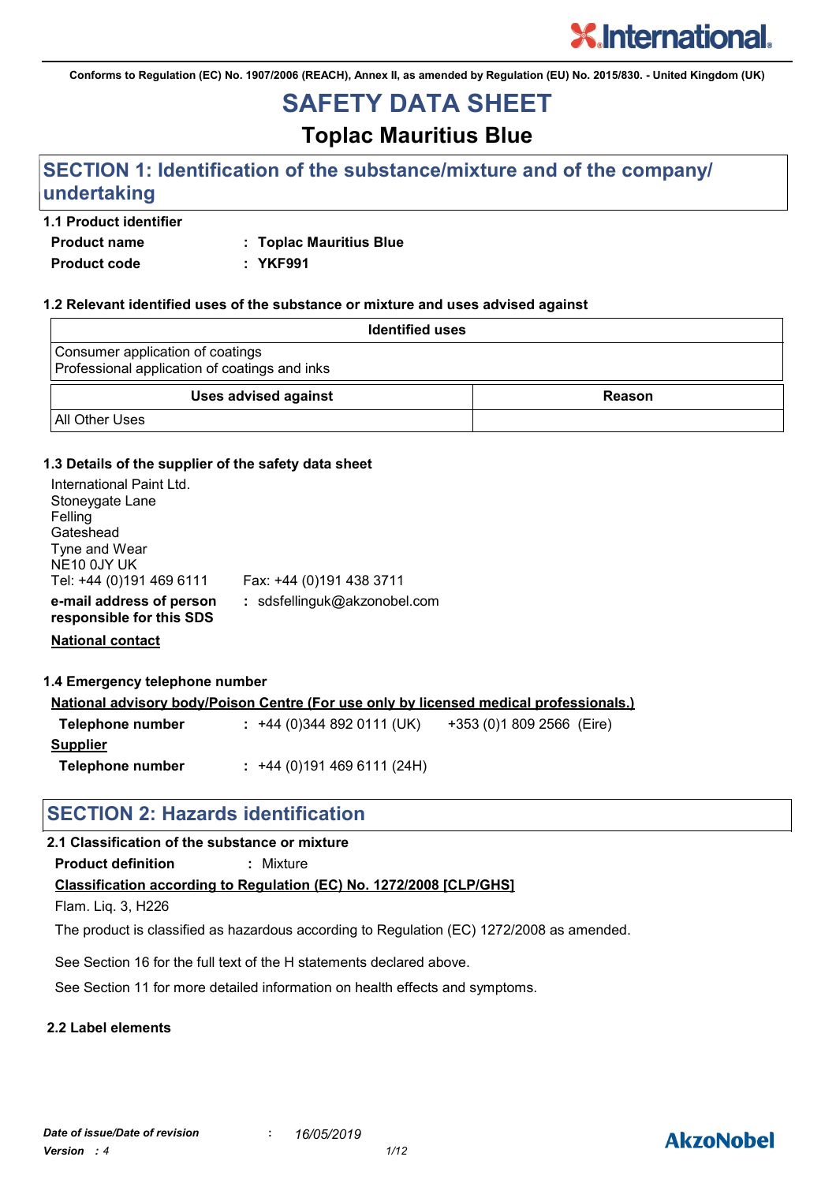Conforms to Regulation (EC) No. 1907/2006 (REACH), Annex II, as amended by Regulation (EU) No. 2015/830. - United Kingdom (UK)

# SAFETY DATA SHEET

## Toplac Mauritius Blue

## SECTION 1: Identification of the substance/mixture and of the company/ undertaking

### 1.1 Product identifier

**Product name** : **Toplac Mauritius Blue**

**Product code** : **YKF991**

### 1.2 Relevant identified uses of the substance or mixture and uses advised against

| Identified uses |
|---|
| Consumer application of coatings<br>Professional application of coatings and inks |

| Uses advised against | Reason |
|---|---|
| All Other Uses | |

### 1.3 Details of the supplier of the safety data sheet

International Paint Ltd.
Stoneygate Lane
Felling
Gateshead
Tyne and Wear
NE10 0JY UK
Tel: +44 (0)191 469 6111 Fax: +44 (0)191 438 3711

**e-mail address of person responsible for this SDS** : sdsfellinguk@akzonobel.com

**National contact**

### 1.4 Emergency telephone number

**National advisory body/Poison Centre (For use only by licensed medical professionals.)**

**Telephone number** : +44 (0)344 892 0111 (UK) +353 (0)1 809 2566 (Eire)

**Supplier**

**Telephone number** : +44 (0)191 469 6111 (24H)

## SECTION 2: Hazards identification

### 2.1 Classification of the substance or mixture

**Product definition** : Mixture

**Classification according to Regulation (EC) No. 1272/2008 [CLP/GHS]**

Flam. Liq. 3, H226

The product is classified as hazardous according to Regulation (EC) 1272/2008 as amended.

See Section 16 for the full text of the H statements declared above.

See Section 11 for more detailed information on health effects and symptoms.

### 2.2 Label elements

*Date of issue/Date of revision* : *16/05/2019*
*Version : 4*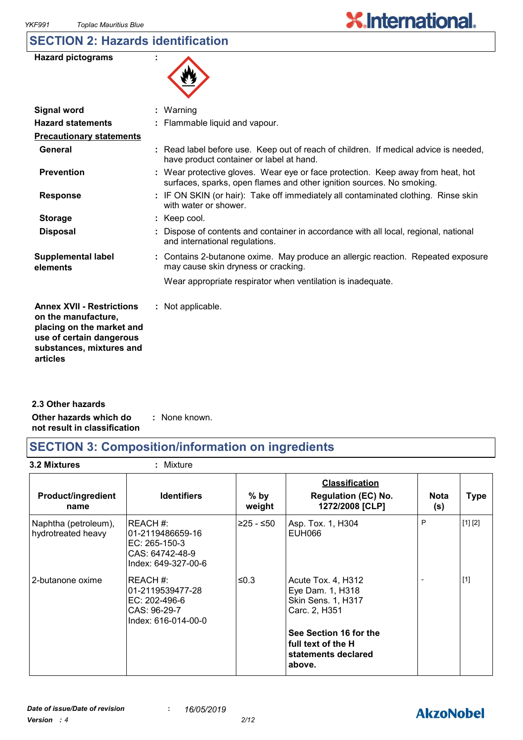## SECTION 2: Hazards identification

**Hazard pictograms** :

**Signal word** : Warning

**Hazard statements** : Flammable liquid and vapour.

**Precautionary statements**

**General** : Read label before use. Keep out of reach of children. If medical advice is needed, have product container or label at hand.

**Prevention** : Wear protective gloves. Wear eye or face protection. Keep away from heat, hot surfaces, sparks, open flames and other ignition sources. No smoking.

**Response** : IF ON SKIN (or hair): Take off immediately all contaminated clothing. Rinse skin with water or shower.

**Storage** : Keep cool.

**Disposal** : Dispose of contents and container in accordance with all local, regional, national and international regulations.

**Supplemental label elements** : Contains 2-butanone oxime. May produce an allergic reaction. Repeated exposure may cause skin dryness or cracking.

Wear appropriate respirator when ventilation is inadequate.

**Annex XVII - Restrictions on the manufacture, placing on the market and use of certain dangerous substances, mixtures and articles** : Not applicable.

### 2.3 Other hazards

**Other hazards which do not result in classification** : None known.

## SECTION 3: Composition/information on ingredients

**3.2 Mixtures** : Mixture

| Product/ingredient name | Identifiers | % by weight | Classification Regulation (EC) No. 1272/2008 [CLP] | Nota (s) | Type |
|---|---|---|---|---|---|
| Naphtha (petroleum), hydrotreated heavy | REACH #: 01-2119486659-16<br>EC: 265-150-3<br>CAS: 64742-48-9<br>Index: 649-327-00-6 | ≥25 - ≤50 | Asp. Tox. 1, H304<br>EUH066 | P | [1] [2] |
| 2-butanone oxime | REACH #: 01-2119539477-28<br>EC: 202-496-6<br>CAS: 96-29-7<br>Index: 616-014-00-0 | ≤0.3 | Acute Tox. 4, H312<br>Eye Dam. 1, H318<br>Skin Sens. 1, H317<br>Carc. 2, H351<br><br>**See Section 16 for the full text of the H statements declared above.** | - | [1] |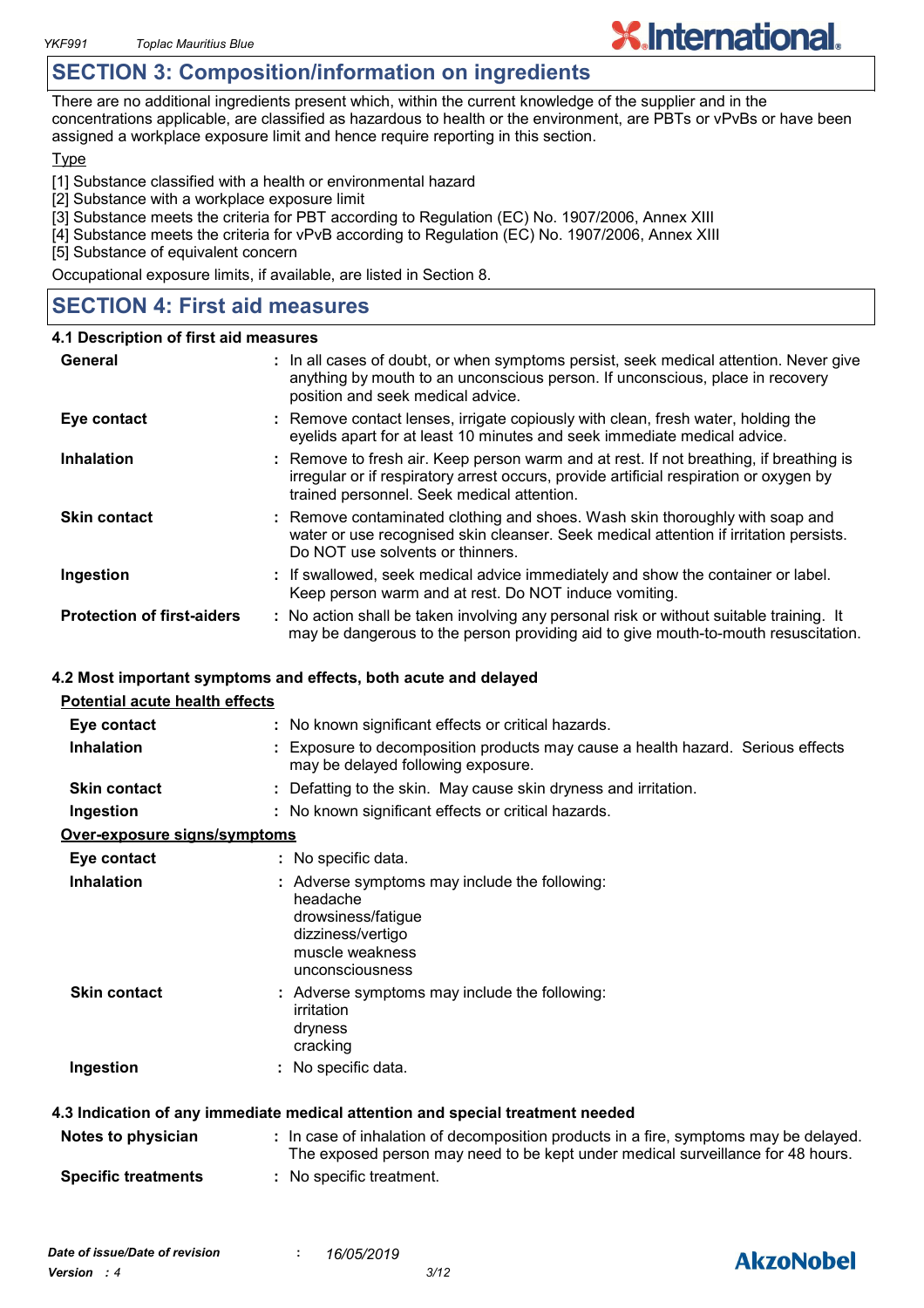## SECTION 3: Composition/information on ingredients

There are no additional ingredients present which, within the current knowledge of the supplier and in the concentrations applicable, are classified as hazardous to health or the environment, are PBTs or vPvBs or have been assigned a workplace exposure limit and hence require reporting in this section.

Type

[1] Substance classified with a health or environmental hazard
[2] Substance with a workplace exposure limit
[3] Substance meets the criteria for PBT according to Regulation (EC) No. 1907/2006, Annex XIII
[4] Substance meets the criteria for vPvB according to Regulation (EC) No. 1907/2006, Annex XIII
[5] Substance of equivalent concern

Occupational exposure limits, if available, are listed in Section 8.

## SECTION 4: First aid measures

### 4.1 Description of first aid measures

| | |
|---|---|
| **General** | : In all cases of doubt, or when symptoms persist, seek medical attention. Never give anything by mouth to an unconscious person. If unconscious, place in recovery position and seek medical advice. |
| **Eye contact** | : Remove contact lenses, irrigate copiously with clean, fresh water, holding the eyelids apart for at least 10 minutes and seek immediate medical advice. |
| **Inhalation** | : Remove to fresh air. Keep person warm and at rest. If not breathing, if breathing is irregular or if respiratory arrest occurs, provide artificial respiration or oxygen by trained personnel. Seek medical attention. |
| **Skin contact** | : Remove contaminated clothing and shoes. Wash skin thoroughly with soap and water or use recognised skin cleanser. Seek medical attention if irritation persists. Do NOT use solvents or thinners. |
| **Ingestion** | : If swallowed, seek medical advice immediately and show the container or label. Keep person warm and at rest. Do NOT induce vomiting. |
| **Protection of first-aiders** | : No action shall be taken involving any personal risk or without suitable training. It may be dangerous to the person providing aid to give mouth-to-mouth resuscitation. |

### 4.2 Most important symptoms and effects, both acute and delayed

**Potential acute health effects**

| | |
|---|---|
| **Eye contact** | : No known significant effects or critical hazards. |
| **Inhalation** | : Exposure to decomposition products may cause a health hazard. Serious effects may be delayed following exposure. |
| **Skin contact** | : Defatting to the skin. May cause skin dryness and irritation. |
| **Ingestion** | : No known significant effects or critical hazards. |

**Over-exposure signs/symptoms**

| | |
|---|---|
| **Eye contact** | : No specific data. |
| **Inhalation** | : Adverse symptoms may include the following: headache, drowsiness/fatigue, dizziness/vertigo, muscle weakness, unconsciousness |
| **Skin contact** | : Adverse symptoms may include the following: irritation, dryness, cracking |
| **Ingestion** | : No specific data. |

### 4.3 Indication of any immediate medical attention and special treatment needed

| | |
|---|---|
| **Notes to physician** | : In case of inhalation of decomposition products in a fire, symptoms may be delayed. The exposed person may need to be kept under medical surveillance for 48 hours. |
| **Specific treatments** | : No specific treatment. |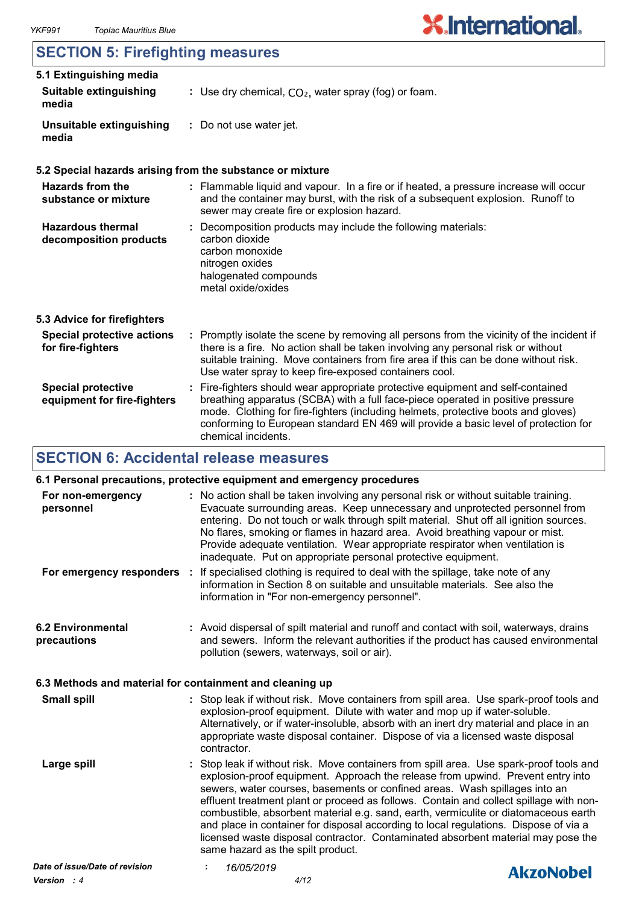## SECTION 5: Firefighting measures

### 5.1 Extinguishing media

| | |
|---|---|
| **Suitable extinguishing media** | : Use dry chemical, $CO_2$, water spray (fog) or foam. |
| **Unsuitable extinguishing media** | : Do not use water jet. |

### 5.2 Special hazards arising from the substance or mixture

| | |
|---|---|
| **Hazards from the substance or mixture** | : Flammable liquid and vapour. In a fire or if heated, a pressure increase will occur and the container may burst, with the risk of a subsequent explosion. Runoff to sewer may create fire or explosion hazard. |
| **Hazardous thermal decomposition products** | : Decomposition products may include the following materials: carbon dioxide<br>carbon monoxide<br>nitrogen oxides<br>halogenated compounds<br>metal oxide/oxides |

### 5.3 Advice for firefighters

| | |
|---|---|
| **Special protective actions for fire-fighters** | : Promptly isolate the scene by removing all persons from the vicinity of the incident if there is a fire. No action shall be taken involving any personal risk or without suitable training. Move containers from fire area if this can be done without risk. Use water spray to keep fire-exposed containers cool. |
| **Special protective equipment for fire-fighters** | : Fire-fighters should wear appropriate protective equipment and self-contained breathing apparatus (SCBA) with a full face-piece operated in positive pressure mode. Clothing for fire-fighters (including helmets, protective boots and gloves) conforming to European standard EN 469 will provide a basic level of protection for chemical incidents. |

## SECTION 6: Accidental release measures

### 6.1 Personal precautions, protective equipment and emergency procedures

| | |
|---|---|
| **For non-emergency personnel** | : No action shall be taken involving any personal risk or without suitable training. Evacuate surrounding areas. Keep unnecessary and unprotected personnel from entering. Do not touch or walk through spilt material. Shut off all ignition sources. No flares, smoking or flames in hazard area. Avoid breathing vapour or mist. Provide adequate ventilation. Wear appropriate respirator when ventilation is inadequate. Put on appropriate personal protective equipment. |
| **For emergency responders** | : If specialised clothing is required to deal with the spillage, take note of any information in Section 8 on suitable and unsuitable materials. See also the information in "For non-emergency personnel". |

| | |
|---|---|
| **6.2 Environmental precautions** | : Avoid dispersal of spilt material and runoff and contact with soil, waterways, drains and sewers. Inform the relevant authorities if the product has caused environmental pollution (sewers, waterways, soil or air). |

### 6.3 Methods and material for containment and cleaning up

| | |
|---|---|
| **Small spill** | : Stop leak if without risk. Move containers from spill area. Use spark-proof tools and explosion-proof equipment. Dilute with water and mop up if water-soluble. Alternatively, or if water-insoluble, absorb with an inert dry material and place in an appropriate waste disposal container. Dispose of via a licensed waste disposal contractor. |
| **Large spill** | : Stop leak if without risk. Move containers from spill area. Use spark-proof tools and explosion-proof equipment. Approach the release from upwind. Prevent entry into sewers, water courses, basements or confined areas. Wash spillages into an effluent treatment plant or proceed as follows. Contain and collect spillage with non-combustible, absorbent material e.g. sand, earth, vermiculite or diatomaceous earth and place in container for disposal according to local regulations. Dispose of via a licensed waste disposal contractor. Contaminated absorbent material may pose the same hazard as the spilt product. |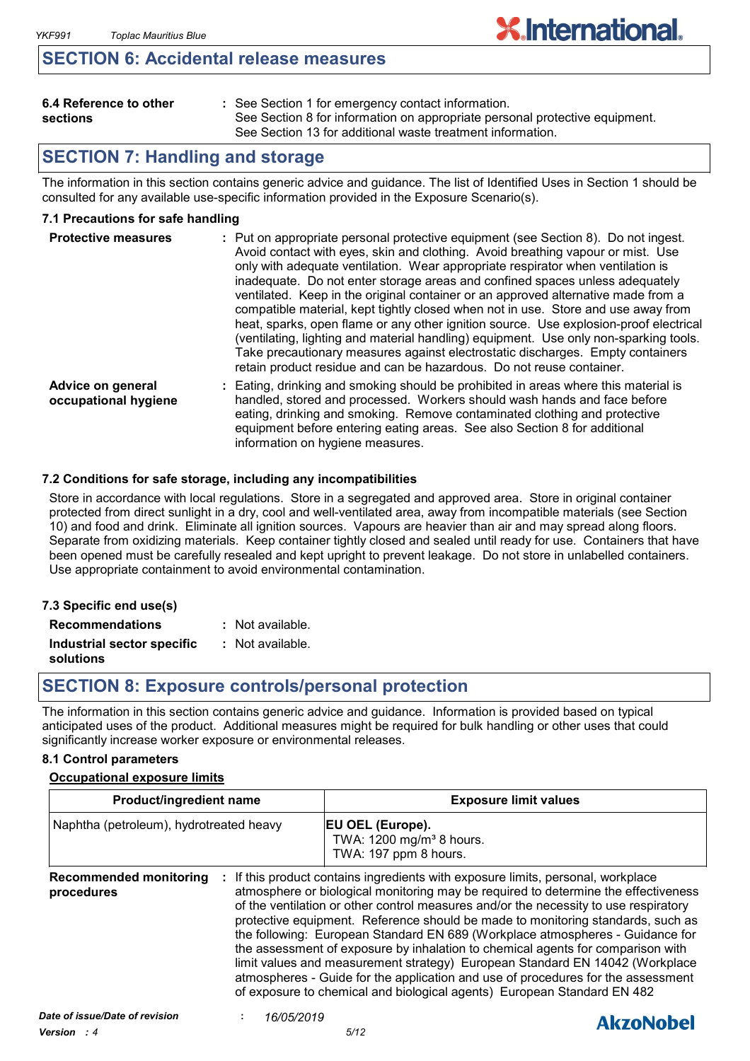## SECTION 6: Accidental release measures

**6.4 Reference to other sections** : See Section 1 for emergency contact information.
See Section 8 for information on appropriate personal protective equipment.
See Section 13 for additional waste treatment information.

## SECTION 7: Handling and storage

The information in this section contains generic advice and guidance. The list of Identified Uses in Section 1 should be consulted for any available use-specific information provided in the Exposure Scenario(s).

### 7.1 Precautions for safe handling

**Protective measures** : Put on appropriate personal protective equipment (see Section 8). Do not ingest. Avoid contact with eyes, skin and clothing. Avoid breathing vapour or mist. Use only with adequate ventilation. Wear appropriate respirator when ventilation is inadequate. Do not enter storage areas and confined spaces unless adequately ventilated. Keep in the original container or an approved alternative made from a compatible material, kept tightly closed when not in use. Store and use away from heat, sparks, open flame or any other ignition source. Use explosion-proof electrical (ventilating, lighting and material handling) equipment. Use only non-sparking tools. Take precautionary measures against electrostatic discharges. Empty containers retain product residue and can be hazardous. Do not reuse container.

**Advice on general occupational hygiene** : Eating, drinking and smoking should be prohibited in areas where this material is handled, stored and processed. Workers should wash hands and face before eating, drinking and smoking. Remove contaminated clothing and protective equipment before entering eating areas. See also Section 8 for additional information on hygiene measures.

### 7.2 Conditions for safe storage, including any incompatibilities

Store in accordance with local regulations. Store in a segregated and approved area. Store in original container protected from direct sunlight in a dry, cool and well-ventilated area, away from incompatible materials (see Section 10) and food and drink. Eliminate all ignition sources. Vapours are heavier than air and may spread along floors. Separate from oxidizing materials. Keep container tightly closed and sealed until ready for use. Containers that have been opened must be carefully resealed and kept upright to prevent leakage. Do not store in unlabelled containers. Use appropriate containment to avoid environmental contamination.

### 7.3 Specific end use(s)

**Recommendations** : Not available.

**Industrial sector specific solutions** : Not available.

## SECTION 8: Exposure controls/personal protection

The information in this section contains generic advice and guidance. Information is provided based on typical anticipated uses of the product. Additional measures might be required for bulk handling or other uses that could significantly increase worker exposure or environmental releases.

### 8.1 Control parameters

**Occupational exposure limits**

| Product/ingredient name | Exposure limit values |
| --- | --- |
| Naphtha (petroleum), hydrotreated heavy | **EU OEL (Europe).**<br>TWA: 1200 mg/m³ 8 hours.<br>TWA: 197 ppm 8 hours. |

**Recommended monitoring procedures** : If this product contains ingredients with exposure limits, personal, workplace atmosphere or biological monitoring may be required to determine the effectiveness of the ventilation or other control measures and/or the necessity to use respiratory protective equipment. Reference should be made to monitoring standards, such as the following: European Standard EN 689 (Workplace atmospheres - Guidance for the assessment of exposure by inhalation to chemical agents for comparison with limit values and measurement strategy) European Standard EN 14042 (Workplace atmospheres - Guide for the application and use of procedures for the assessment of exposure to chemical and biological agents) European Standard EN 482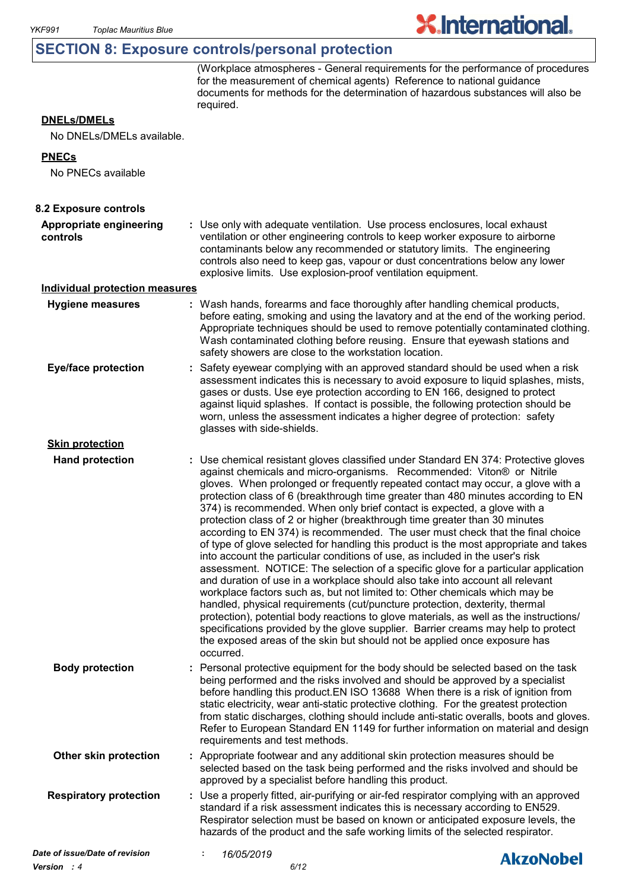## SECTION 8: Exposure controls/personal protection

(Workplace atmospheres - General requirements for the performance of procedures for the measurement of chemical agents) Reference to national guidance documents for methods for the determination of hazardous substances will also be required.

**DNELs/DMELs**

No DNELs/DMELs available.

**PNECs**

No PNECs available

### 8.2 Exposure controls

**Appropriate engineering controls** : Use only with adequate ventilation. Use process enclosures, local exhaust ventilation or other engineering controls to keep worker exposure to airborne contaminants below any recommended or statutory limits. The engineering controls also need to keep gas, vapour or dust concentrations below any lower explosive limits. Use explosion-proof ventilation equipment.

**Individual protection measures**

**Hygiene measures** : Wash hands, forearms and face thoroughly after handling chemical products, before eating, smoking and using the lavatory and at the end of the working period. Appropriate techniques should be used to remove potentially contaminated clothing. Wash contaminated clothing before reusing. Ensure that eyewash stations and safety showers are close to the workstation location.

**Eye/face protection** : Safety eyewear complying with an approved standard should be used when a risk assessment indicates this is necessary to avoid exposure to liquid splashes, mists, gases or dusts. Use eye protection according to EN 166, designed to protect against liquid splashes. If contact is possible, the following protection should be worn, unless the assessment indicates a higher degree of protection: safety glasses with side-shields.

**Skin protection**

**Hand protection** : Use chemical resistant gloves classified under Standard EN 374: Protective gloves against chemicals and micro-organisms. Recommended: Viton® or Nitrile gloves. When prolonged or frequently repeated contact may occur, a glove with a protection class of 6 (breakthrough time greater than 480 minutes according to EN 374) is recommended. When only brief contact is expected, a glove with a protection class of 2 or higher (breakthrough time greater than 30 minutes according to EN 374) is recommended. The user must check that the final choice of type of glove selected for handling this product is the most appropriate and takes into account the particular conditions of use, as included in the user's risk assessment. NOTICE: The selection of a specific glove for a particular application and duration of use in a workplace should also take into account all relevant workplace factors such as, but not limited to: Other chemicals which may be handled, physical requirements (cut/puncture protection, dexterity, thermal protection), potential body reactions to glove materials, as well as the instructions/ specifications provided by the glove supplier. Barrier creams may help to protect the exposed areas of the skin but should not be applied once exposure has occurred.

**Body protection** : Personal protective equipment for the body should be selected based on the task being performed and the risks involved and should be approved by a specialist before handling this product.EN ISO 13688 When there is a risk of ignition from static electricity, wear anti-static protective clothing. For the greatest protection from static discharges, clothing should include anti-static overalls, boots and gloves. Refer to European Standard EN 1149 for further information on material and design requirements and test methods.

**Other skin protection** : Appropriate footwear and any additional skin protection measures should be selected based on the task being performed and the risks involved and should be approved by a specialist before handling this product.

**Respiratory protection** : Use a properly fitted, air-purifying or air-fed respirator complying with an approved standard if a risk assessment indicates this is necessary according to EN529. Respirator selection must be based on known or anticipated exposure levels, the hazards of the product and the safe working limits of the selected respirator.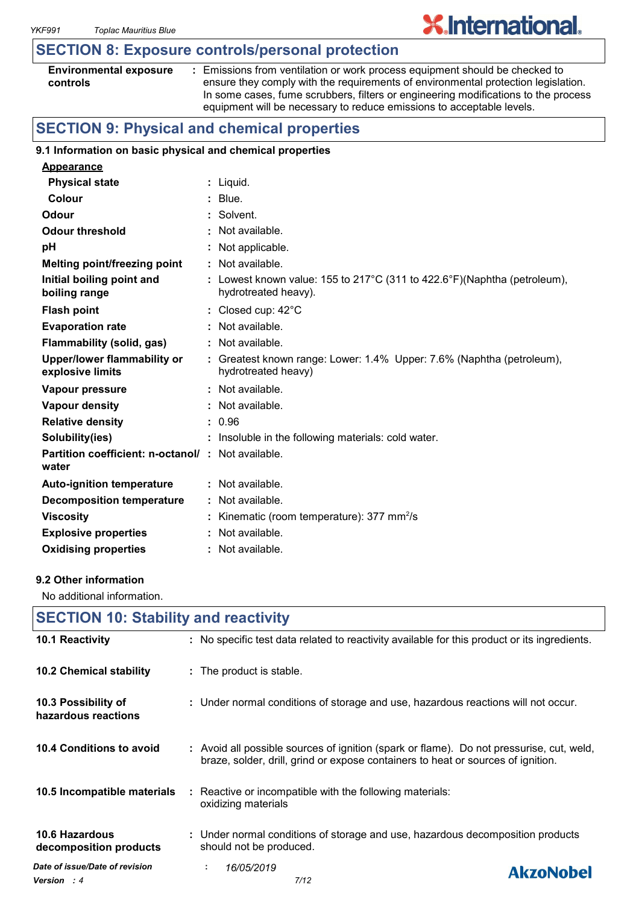## SECTION 8: Exposure controls/personal protection

| | |
|---|---|
| **Environmental exposure controls** | : Emissions from ventilation or work process equipment should be checked to ensure they comply with the requirements of environmental protection legislation. In some cases, fume scrubbers, filters or engineering modifications to the process equipment will be necessary to reduce emissions to acceptable levels. |

## SECTION 9: Physical and chemical properties

### 9.1 Information on basic physical and chemical properties

**Appearance**

| | |
|---|---|
| **Physical state** | : Liquid. |
| **Colour** | : Blue. |
| **Odour** | : Solvent. |
| **Odour threshold** | : Not available. |
| **pH** | : Not applicable. |
| **Melting point/freezing point** | : Not available. |
| **Initial boiling point and boiling range** | : Lowest known value: 155 to 217°C (311 to 422.6°F)(Naphtha (petroleum), hydrotreated heavy). |
| **Flash point** | : Closed cup: 42°C |
| **Evaporation rate** | : Not available. |
| **Flammability (solid, gas)** | : Not available. |
| **Upper/lower flammability or explosive limits** | : Greatest known range: Lower: 1.4% Upper: 7.6% (Naphtha (petroleum), hydrotreated heavy) |
| **Vapour pressure** | : Not available. |
| **Vapour density** | : Not available. |
| **Relative density** | : 0.96 |
| **Solubility(ies)** | : Insoluble in the following materials: cold water. |
| **Partition coefficient: n-octanol/ water** | : Not available. |
| **Auto-ignition temperature** | : Not available. |
| **Decomposition temperature** | : Not available. |
| **Viscosity** | : Kinematic (room temperature): 377 $mm^2/s$ |
| **Explosive properties** | : Not available. |
| **Oxidising properties** | : Not available. |

### 9.2 Other information

No additional information.

## SECTION 10: Stability and reactivity

| | |
|---|---|
| **10.1 Reactivity** | : No specific test data related to reactivity available for this product or its ingredients. |
| **10.2 Chemical stability** | : The product is stable. |
| **10.3 Possibility of hazardous reactions** | : Under normal conditions of storage and use, hazardous reactions will not occur. |
| **10.4 Conditions to avoid** | : Avoid all possible sources of ignition (spark or flame). Do not pressurise, cut, weld, braze, solder, drill, grind or expose containers to heat or sources of ignition. |
| **10.5 Incompatible materials** | : Reactive or incompatible with the following materials: oxidizing materials |
| **10.6 Hazardous decomposition products** | : Under normal conditions of storage and use, hazardous decomposition products should not be produced. |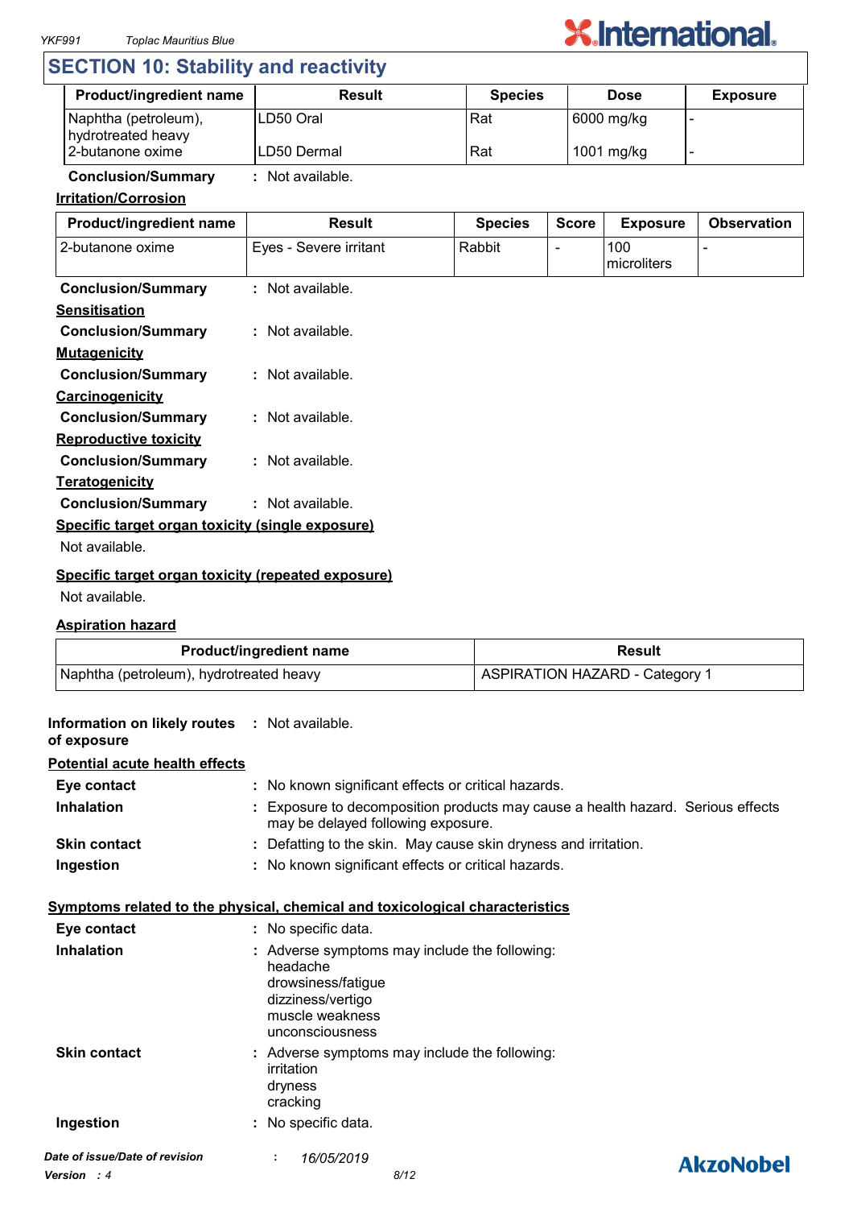## SECTION 10: Stability and reactivity

| Product/ingredient name | Result | Species | Dose | Exposure |
|---|---|---|---|---|
| Naphtha (petroleum), hydrotreated heavy | LD50 Oral | Rat | 6000 mg/kg | - |
| 2-butanone oxime | LD50 Dermal | Rat | 1001 mg/kg | - |

**Conclusion/Summary** : Not available.

**Irritation/Corrosion**

| Product/ingredient name | Result | Species | Score | Exposure | Observation |
|---|---|---|---|---|---|
| 2-butanone oxime | Eyes - Severe irritant | Rabbit | - | 100 microliters | - |

**Conclusion/Summary** : Not available.

**Sensitisation**

**Conclusion/Summary** : Not available.

**Mutagenicity**

**Conclusion/Summary** : Not available.

**Carcinogenicity**

**Conclusion/Summary** : Not available.

**Reproductive toxicity**

**Conclusion/Summary** : Not available.

**Teratogenicity**

**Conclusion/Summary** : Not available.

**Specific target organ toxicity (single exposure)**

Not available.

**Specific target organ toxicity (repeated exposure)**

Not available.

**Aspiration hazard**

| Product/ingredient name | Result |
|---|---|
| Naphtha (petroleum), hydrotreated heavy | ASPIRATION HAZARD - Category 1 |

**Information on likely routes of exposure** : Not available.

**Potential acute health effects**

**Eye contact** : No known significant effects or critical hazards.

**Inhalation** : Exposure to decomposition products may cause a health hazard. Serious effects may be delayed following exposure.

**Skin contact** : Defatting to the skin. May cause skin dryness and irritation.

**Ingestion** : No known significant effects or critical hazards.

**Symptoms related to the physical, chemical and toxicological characteristics**

**Eye contact** : No specific data.

**Inhalation** : Adverse symptoms may include the following:
headache
drowsiness/fatigue
dizziness/vertigo
muscle weakness
unconsciousness

**Skin contact** : Adverse symptoms may include the following:
irritation
dryness
cracking

**Ingestion** : No specific data.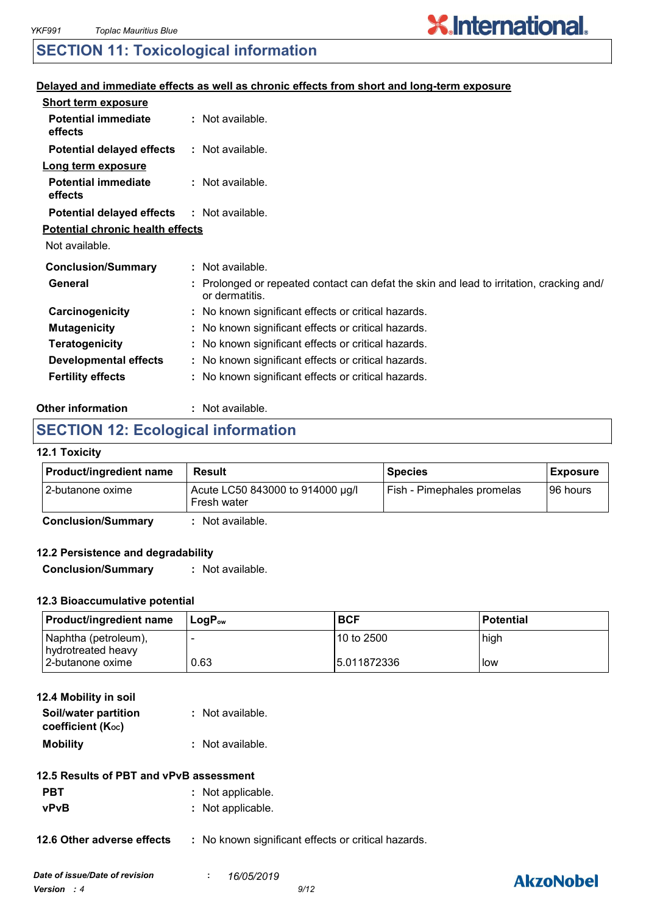## SECTION 11: Toxicological information

**Delayed and immediate effects as well as chronic effects from short and long-term exposure**

**Short term exposure**

**Potential immediate effects** : Not available.

**Potential delayed effects** : Not available.

**Long term exposure**

**Potential immediate effects** : Not available.

**Potential delayed effects** : Not available.

**Potential chronic health effects**

Not available.

**Conclusion/Summary** : Not available.

**General** : Prolonged or repeated contact can defat the skin and lead to irritation, cracking and/or dermatitis.

**Carcinogenicity** : No known significant effects or critical hazards.

**Mutagenicity** : No known significant effects or critical hazards.

**Teratogenicity** : No known significant effects or critical hazards.

**Developmental effects** : No known significant effects or critical hazards.

**Fertility effects** : No known significant effects or critical hazards.

**Other information** : Not available.

## SECTION 12: Ecological information

### 12.1 Toxicity

| Product/ingredient name | Result | Species | Exposure |
|---|---|---|---|
| 2-butanone oxime | Acute LC50 843000 to 914000 µg/l Fresh water | Fish - Pimephales promelas | 96 hours |

**Conclusion/Summary** : Not available.

### 12.2 Persistence and degradability

**Conclusion/Summary** : Not available.

### 12.3 Bioaccumulative potential

| Product/ingredient name | $LogP_{ow}$ | BCF | Potential |
|---|---|---|---|
| Naphtha (petroleum), hydrotreated heavy | - | 10 to 2500 | high |
| 2-butanone oxime | 0.63 | 5.011872336 | low |

### 12.4 Mobility in soil

**Soil/water partition coefficient ($K_{OC}$)** : Not available.

**Mobility** : Not available.

### 12.5 Results of PBT and vPvB assessment

**PBT** : Not applicable.

**vPvB** : Not applicable.

**12.6 Other adverse effects** : No known significant effects or critical hazards.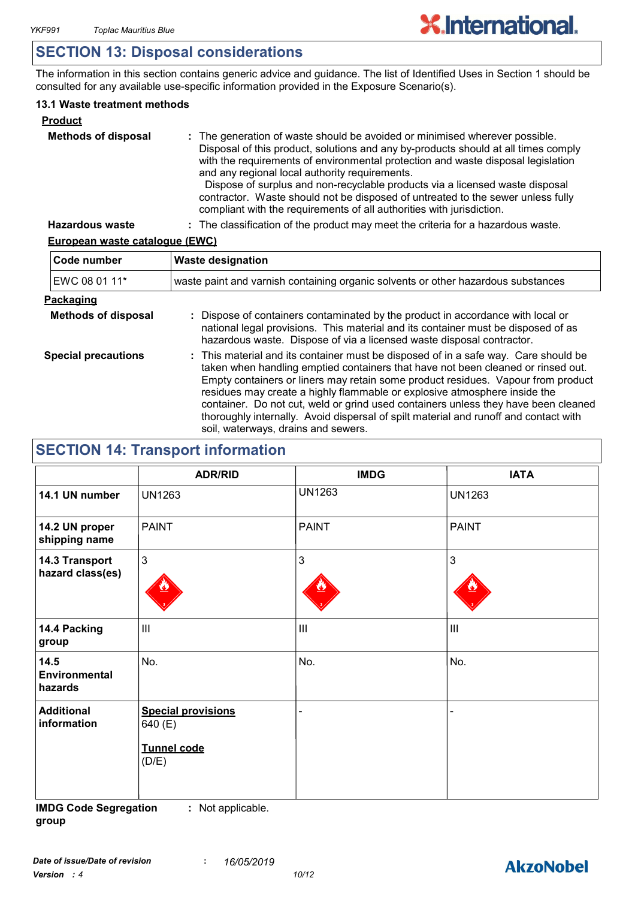## SECTION 13: Disposal considerations

The information in this section contains generic advice and guidance. The list of Identified Uses in Section 1 should be consulted for any available use-specific information provided in the Exposure Scenario(s).

### 13.1 Waste treatment methods

**Product**

**Methods of disposal** : The generation of waste should be avoided or minimised wherever possible. Disposal of this product, solutions and any by-products should at all times comply with the requirements of environmental protection and waste disposal legislation and any regional local authority requirements. Dispose of surplus and non-recyclable products via a licensed waste disposal contractor. Waste should not be disposed of untreated to the sewer unless fully compliant with the requirements of all authorities with jurisdiction.

**Hazardous waste** : The classification of the product may meet the criteria for a hazardous waste.

**European waste catalogue (EWC)**

| Code number | Waste designation |
|---|---|
| EWC 08 01 11* | waste paint and varnish containing organic solvents or other hazardous substances |

**Packaging**

**Methods of disposal** : Dispose of containers contaminated by the product in accordance with local or national legal provisions. This material and its container must be disposed of as hazardous waste. Dispose of via a licensed waste disposal contractor.

**Special precautions** : This material and its container must be disposed of in a safe way. Care should be taken when handling emptied containers that have not been cleaned or rinsed out. Empty containers or liners may retain some product residues. Vapour from product residues may create a highly flammable or explosive atmosphere inside the container. Do not cut, weld or grind used containers unless they have been cleaned thoroughly internally. Avoid dispersal of spilt material and runoff and contact with soil, waterways, drains and sewers.

## SECTION 14: Transport information

| | ADR/RID | IMDG | IATA |
|---|---|---|---|
| **14.1 UN number** | UN1263 | UN1263 | UN1263 |
| **14.2 UN proper shipping name** | PAINT | PAINT | PAINT |
| **14.3 Transport hazard class(es)** | 3 | 3 | 3 |
| **14.4 Packing group** | III | III | III |
| **14.5 Environmental hazards** | No. | No. | No. |
| **Additional information** | **Special provisions** 640 (E) **Tunnel code** (D/E) | - | - |

**IMDG Code Segregation group** : Not applicable.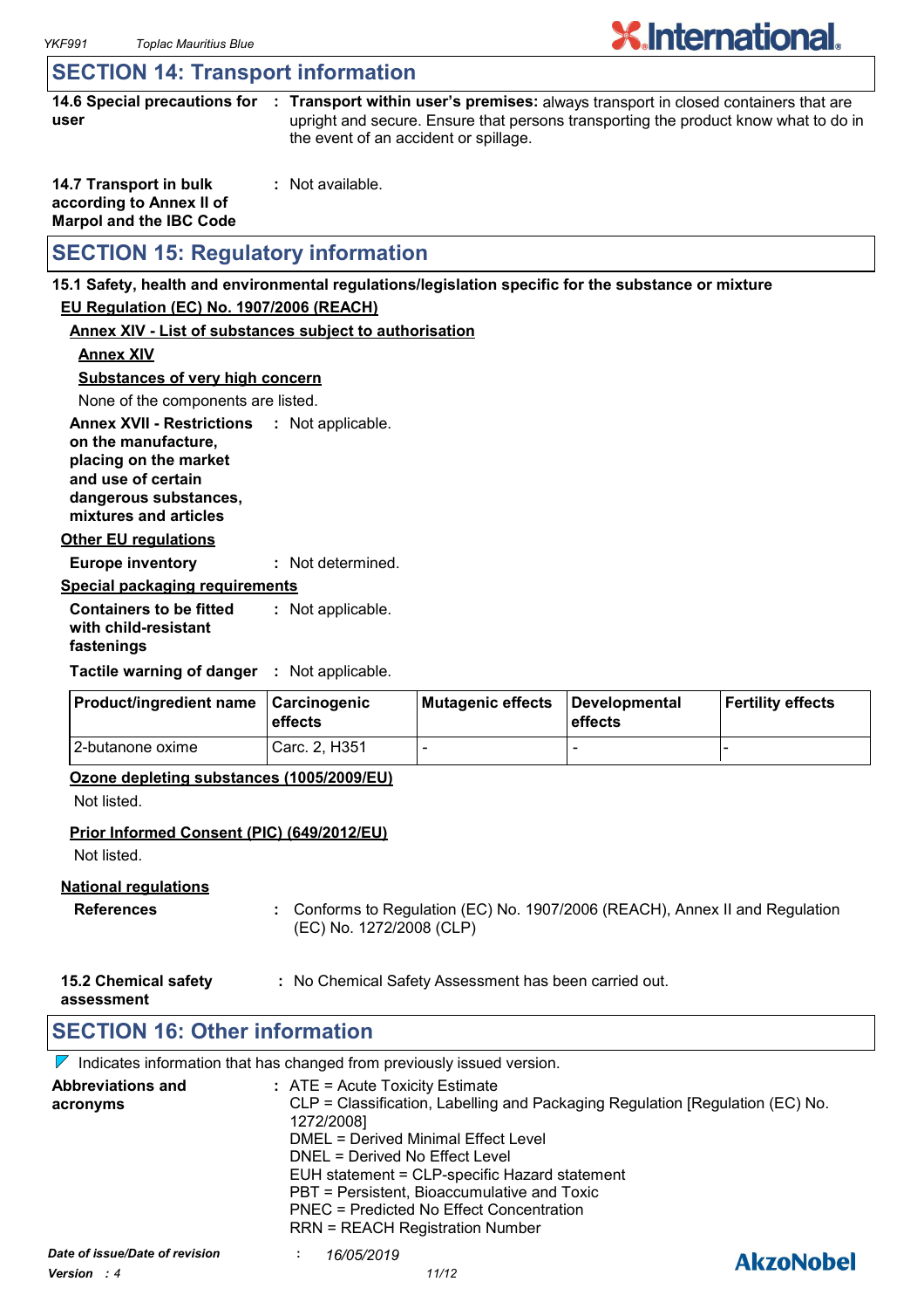## SECTION 14: Transport information

**14.6 Special precautions for user** : **Transport within user's premises:** always transport in closed containers that are upright and secure. Ensure that persons transporting the product know what to do in the event of an accident or spillage.

**14.7 Transport in bulk according to Annex II of Marpol and the IBC Code** : Not available.

## SECTION 15: Regulatory information

**15.1 Safety, health and environmental regulations/legislation specific for the substance or mixture**

**EU Regulation (EC) No. 1907/2006 (REACH)**

**Annex XIV - List of substances subject to authorisation**

**Annex XIV**

**Substances of very high concern**

None of the components are listed.

**Annex XVII - Restrictions on the manufacture, placing on the market and use of certain dangerous substances, mixtures and articles** : Not applicable.

**Other EU regulations**

**Europe inventory** : Not determined.

**Special packaging requirements**

**Containers to be fitted with child-resistant fastenings** : Not applicable.

**Tactile warning of danger** : Not applicable.

| Product/ingredient name | Carcinogenic effects | Mutagenic effects | Developmental effects | Fertility effects |
|---|---|---|---|---|
| 2-butanone oxime | Carc. 2, H351 | - | - | - |

**Ozone depleting substances (1005/2009/EU)**

Not listed.

**Prior Informed Consent (PIC) (649/2012/EU)**

Not listed.

**National regulations**

**References** : Conforms to Regulation (EC) No. 1907/2006 (REACH), Annex II and Regulation (EC) No. 1272/2008 (CLP)

**15.2 Chemical safety assessment** : No Chemical Safety Assessment has been carried out.

## SECTION 16: Other information

Indicates information that has changed from previously issued version.

**Abbreviations and acronyms** :
ATE = Acute Toxicity Estimate
CLP = Classification, Labelling and Packaging Regulation [Regulation (EC) No. 1272/2008]
DMEL = Derived Minimal Effect Level
DNEL = Derived No Effect Level
EUH statement = CLP-specific Hazard statement
PBT = Persistent, Bioaccumulative and Toxic
PNEC = Predicted No Effect Concentration
RRN = REACH Registration Number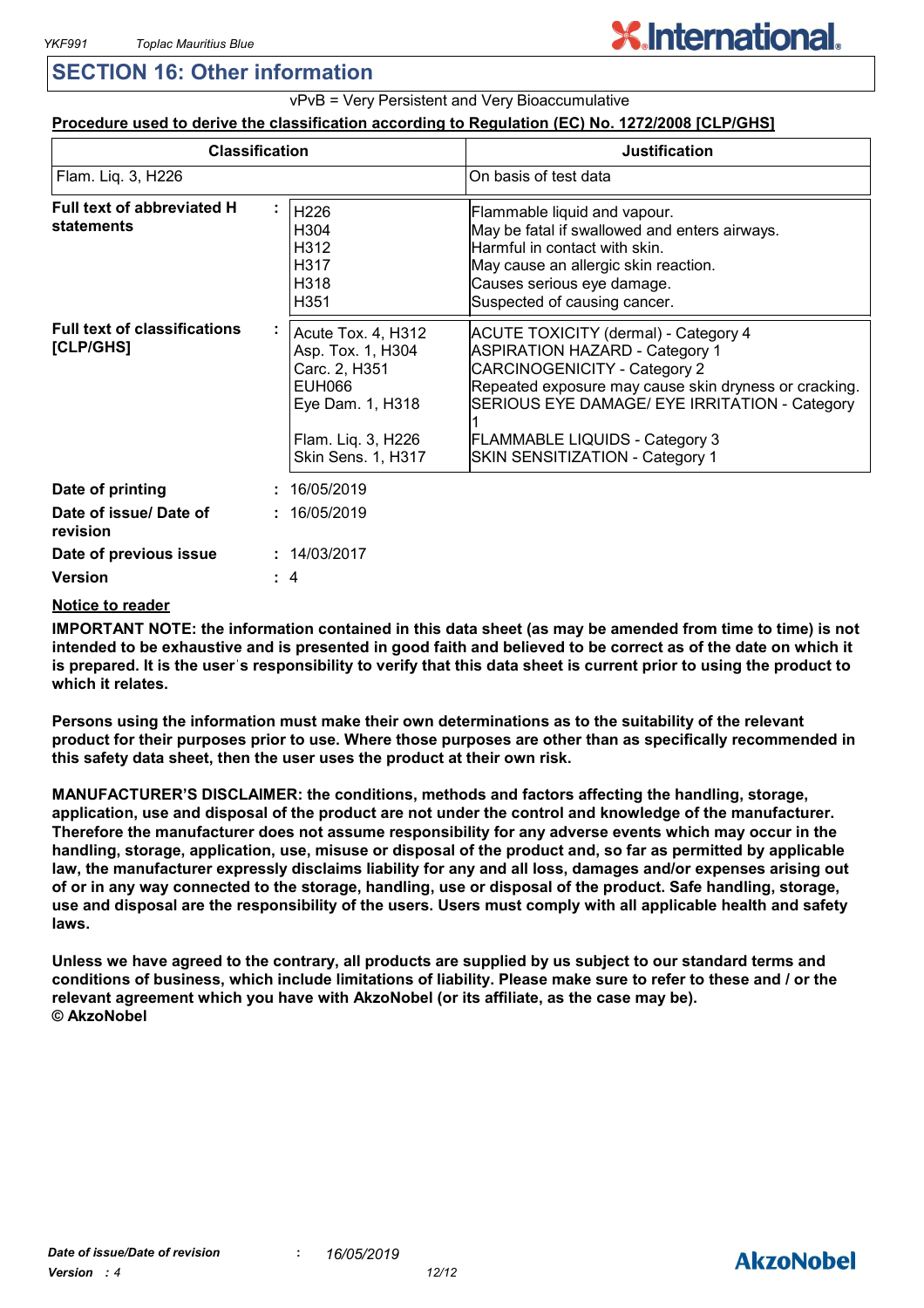## SECTION 16: Other information

vPvB = Very Persistent and Very Bioaccumulative

**Procedure used to derive the classification according to Regulation (EC) No. 1272/2008 [CLP/GHS]**

| Classification | Justification |
| --- | --- |
| Flam. Liq. 3, H226 | On basis of test data |

**Full text of abbreviated H statements** :

| | |
| --- | --- |
| H226 | Flammable liquid and vapour. |
| H304 | May be fatal if swallowed and enters airways. |
| H312 | Harmful in contact with skin. |
| H317 | May cause an allergic skin reaction. |
| H318 | Causes serious eye damage. |
| H351 | Suspected of causing cancer. |

**Full text of classifications [CLP/GHS]** :

| | |
| --- | --- |
| Acute Tox. 4, H312 | ACUTE TOXICITY (dermal) - Category 4 |
| Asp. Tox. 1, H304 | ASPIRATION HAZARD - Category 1 |
| Carc. 2, H351 | CARCINOGENICITY - Category 2 |
| EUH066 | Repeated exposure may cause skin dryness or cracking. |
| Eye Dam. 1, H318 | SERIOUS EYE DAMAGE/ EYE IRRITATION - Category 1 |
| Flam. Liq. 3, H226 | FLAMMABLE LIQUIDS - Category 3 |
| Skin Sens. 1, H317 | SKIN SENSITIZATION - Category 1 |

**Date of printing** : 16/05/2019

**Date of issue/ Date of revision** : 16/05/2019

**Date of previous issue** : 14/03/2017

**Version** : 4

**Notice to reader**

**IMPORTANT NOTE: the information contained in this data sheet (as may be amended from time to time) is not intended to be exhaustive and is presented in good faith and believed to be correct as of the date on which it is prepared. It is the user's responsibility to verify that this data sheet is current prior to using the product to which it relates.**

**Persons using the information must make their own determinations as to the suitability of the relevant product for their purposes prior to use. Where those purposes are other than as specifically recommended in this safety data sheet, then the user uses the product at their own risk.**

**MANUFACTURER'S DISCLAIMER: the conditions, methods and factors affecting the handling, storage, application, use and disposal of the product are not under the control and knowledge of the manufacturer. Therefore the manufacturer does not assume responsibility for any adverse events which may occur in the handling, storage, application, use, misuse or disposal of the product and, so far as permitted by applicable law, the manufacturer expressly disclaims liability for any and all loss, damages and/or expenses arising out of or in any way connected to the storage, handling, use or disposal of the product. Safe handling, storage, use and disposal are the responsibility of the users. Users must comply with all applicable health and safety laws.**

**Unless we have agreed to the contrary, all products are supplied by us subject to our standard terms and conditions of business, which include limitations of liability. Please make sure to refer to these and / or the relevant agreement which you have with AkzoNobel (or its affiliate, as the case may be).**
**© AkzoNobel**